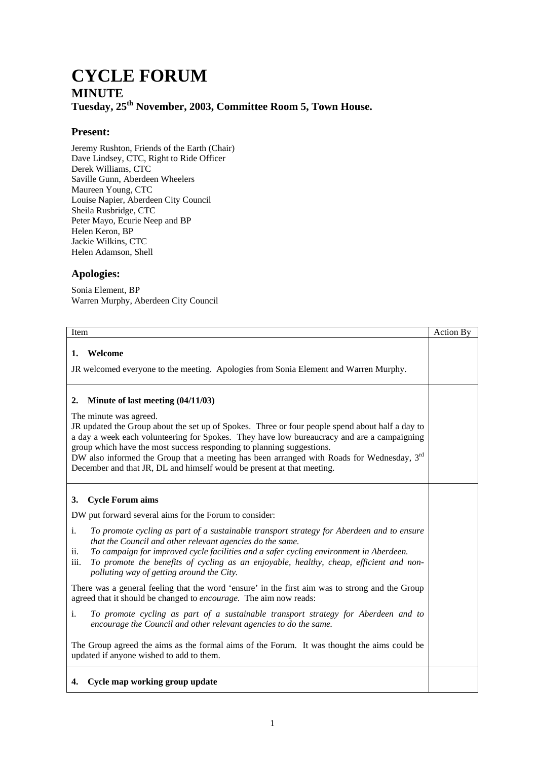# CYCLE FORUM

## MINUTE

### Tuesday, 25th November, 2003, Committee Room 5, Town House.

### Present:

Jeremy Rushton, Friends of the Earth (Chair)
Dave Lindsey, CTC, Right to Ride Officer
Derek Williams, CTC
Saville Gunn, Aberdeen Wheelers
Maureen Young, CTC
Louise Napier, Aberdeen City Council
Sheila Rusbridge, CTC
Peter Mayo, Ecurie Neep and BP
Helen Keron, BP
Jackie Wilkins, CTC
Helen Adamson, Shell

### Apologies:

Sonia Element, BP
Warren Murphy, Aberdeen City Council

| Item | Action By |
|---|---|
| **1. Welcome**<br><br>JR welcomed everyone to the meeting. Apologies from Sonia Element and Warren Murphy. | |
| **2. Minute of last meeting (04/11/03)**<br><br>The minute was agreed.<br>JR updated the Group about the set up of Spokes. Three or four people spend about half a day to a day a week each volunteering for Spokes. They have low bureaucracy and are a campaigning group which have the most success responding to planning suggestions.<br>DW also informed the Group that a meeting has been arranged with Roads for Wednesday, 3rd December and that JR, DL and himself would be present at that meeting. | |
| **3. Cycle Forum aims**<br><br>DW put forward several aims for the Forum to consider:<br><br>i. *To promote cycling as part of a sustainable transport strategy for Aberdeen and to ensure that the Council and other relevant agencies do the same.*<br>ii. *To campaign for improved cycle facilities and a safer cycling environment in Aberdeen.*<br>iii. *To promote the benefits of cycling as an enjoyable, healthy, cheap, efficient and non-polluting way of getting around the City.*<br><br>There was a general feeling that the word 'ensure' in the first aim was to strong and the Group agreed that it should be changed to *encourage.* The aim now reads:<br><br>i. *To promote cycling as part of a sustainable transport strategy for Aberdeen and to encourage the Council and other relevant agencies to do the same.*<br><br>The Group agreed the aims as the formal aims of the Forum. It was thought the aims could be updated if anyone wished to add to them. | |
| **4. Cycle map working group update** | |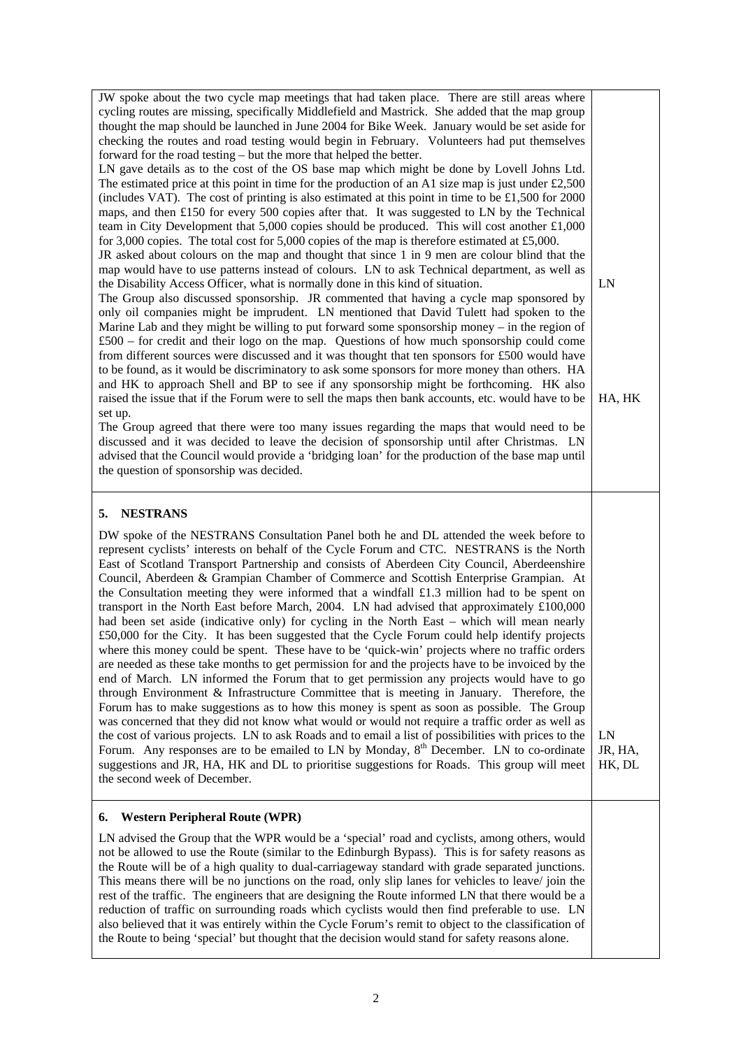| | |
|---|---|
| JW spoke about the two cycle map meetings that had taken place. There are still areas where cycling routes are missing, specifically Middlefield and Mastrick. She added that the map group thought the map should be launched in June 2004 for Bike Week. January would be set aside for checking the routes and road testing would begin in February. Volunteers had put themselves forward for the road testing – but the more that helped the better.<br>LN gave details as to the cost of the OS base map which might be done by Lovell Johns Ltd. The estimated price at this point in time for the production of an A1 size map is just under £2,500 (includes VAT). The cost of printing is also estimated at this point in time to be £1,500 for 2000 maps, and then £150 for every 500 copies after that. It was suggested to LN by the Technical team in City Development that 5,000 copies should be produced. This will cost another £1,000 for 3,000 copies. The total cost for 5,000 copies of the map is therefore estimated at £5,000.<br>JR asked about colours on the map and thought that since 1 in 9 men are colour blind that the map would have to use patterns instead of colours. LN to ask Technical department, as well as the Disability Access Officer, what is normally done in this kind of situation.<br>The Group also discussed sponsorship. JR commented that having a cycle map sponsored by only oil companies might be imprudent. LN mentioned that David Tulett had spoken to the Marine Lab and they might be willing to put forward some sponsorship money – in the region of £500 – for credit and their logo on the map. Questions of how much sponsorship could come from different sources were discussed and it was thought that ten sponsors for £500 would have to be found, as it would be discriminatory to ask some sponsors for more money than others. HA and HK to approach Shell and BP to see if any sponsorship might be forthcoming. HK also raised the issue that if the Forum were to sell the maps then bank accounts, etc. would have to be set up.<br>The Group agreed that there were too many issues regarding the maps that would need to be discussed and it was decided to leave the decision of sponsorship until after Christmas. LN advised that the Council would provide a 'bridging loan' for the production of the base map until the question of sponsorship was decided. | LN<br><br>HA, HK |
| **5. NESTRANS**<br><br>DW spoke of the NESTRANS Consultation Panel both he and DL attended the week before to represent cyclists' interests on behalf of the Cycle Forum and CTC. NESTRANS is the North East of Scotland Transport Partnership and consists of Aberdeen City Council, Aberdeenshire Council, Aberdeen & Grampian Chamber of Commerce and Scottish Enterprise Grampian. At the Consultation meeting they were informed that a windfall £1.3 million had to be spent on transport in the North East before March, 2004. LN had advised that approximately £100,000 had been set aside (indicative only) for cycling in the North East – which will mean nearly £50,000 for the City. It has been suggested that the Cycle Forum could help identify projects where this money could be spent. These have to be 'quick-win' projects where no traffic orders are needed as these take months to get permission for and the projects have to be invoiced by the end of March. LN informed the Forum that to get permission any projects would have to go through Environment & Infrastructure Committee that is meeting in January. Therefore, the Forum has to make suggestions as to how this money is spent as soon as possible. The Group was concerned that they did not know what would or would not require a traffic order as well as the cost of various projects. LN to ask Roads and to email a list of possibilities with prices to the Forum. Any responses are to be emailed to LN by Monday, 8th December. LN to co-ordinate suggestions and JR, HA, HK and DL to prioritise suggestions for Roads. This group will meet the second week of December. | LN<br>JR, HA,<br>HK, DL |
| **6. Western Peripheral Route (WPR)**<br><br>LN advised the Group that the WPR would be a 'special' road and cyclists, among others, would not be allowed to use the Route (similar to the Edinburgh Bypass). This is for safety reasons as the Route will be of a high quality to dual-carriageway standard with grade separated junctions. This means there will be no junctions on the road, only slip lanes for vehicles to leave/ join the rest of the traffic. The engineers that are designing the Route informed LN that there would be a reduction of traffic on surrounding roads which cyclists would then find preferable to use. LN also believed that it was entirely within the Cycle Forum's remit to object to the classification of the Route to being 'special' but thought that the decision would stand for safety reasons alone. | |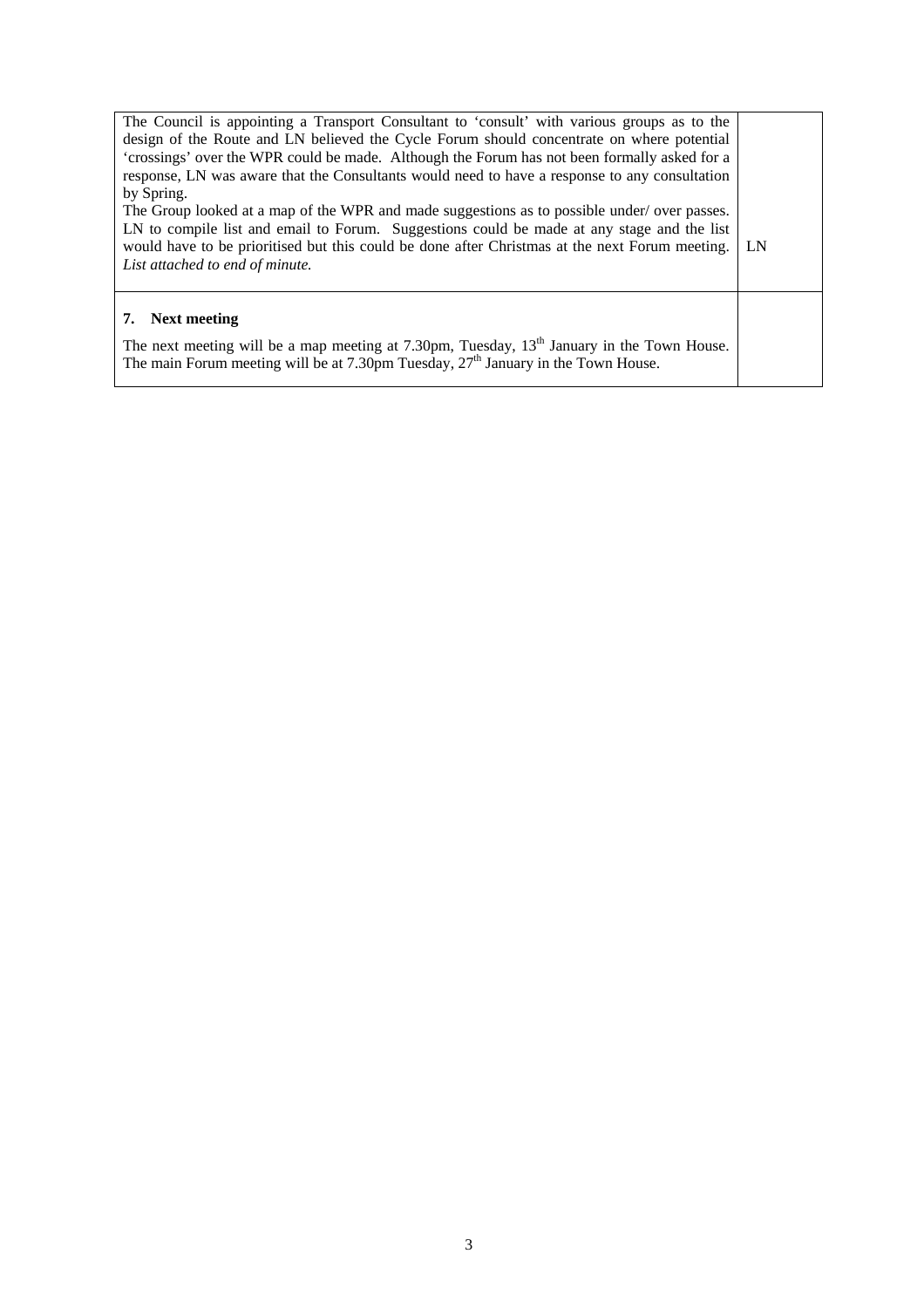| | |
|---|---|
| The Council is appointing a Transport Consultant to 'consult' with various groups as to the design of the Route and LN believed the Cycle Forum should concentrate on where potential 'crossings' over the WPR could be made. Although the Forum has not been formally asked for a response, LN was aware that the Consultants would need to have a response to any consultation by Spring.<br>The Group looked at a map of the WPR and made suggestions as to possible under/ over passes. LN to compile list and email to Forum. Suggestions could be made at any stage and the list would have to be prioritised but this could be done after Christmas at the next Forum meeting. *List attached to end of minute.* | LN |
| **7. Next meeting**<br><br>The next meeting will be a map meeting at 7.30pm, Tuesday, 13th January in the Town House. The main Forum meeting will be at 7.30pm Tuesday, 27th January in the Town House. | |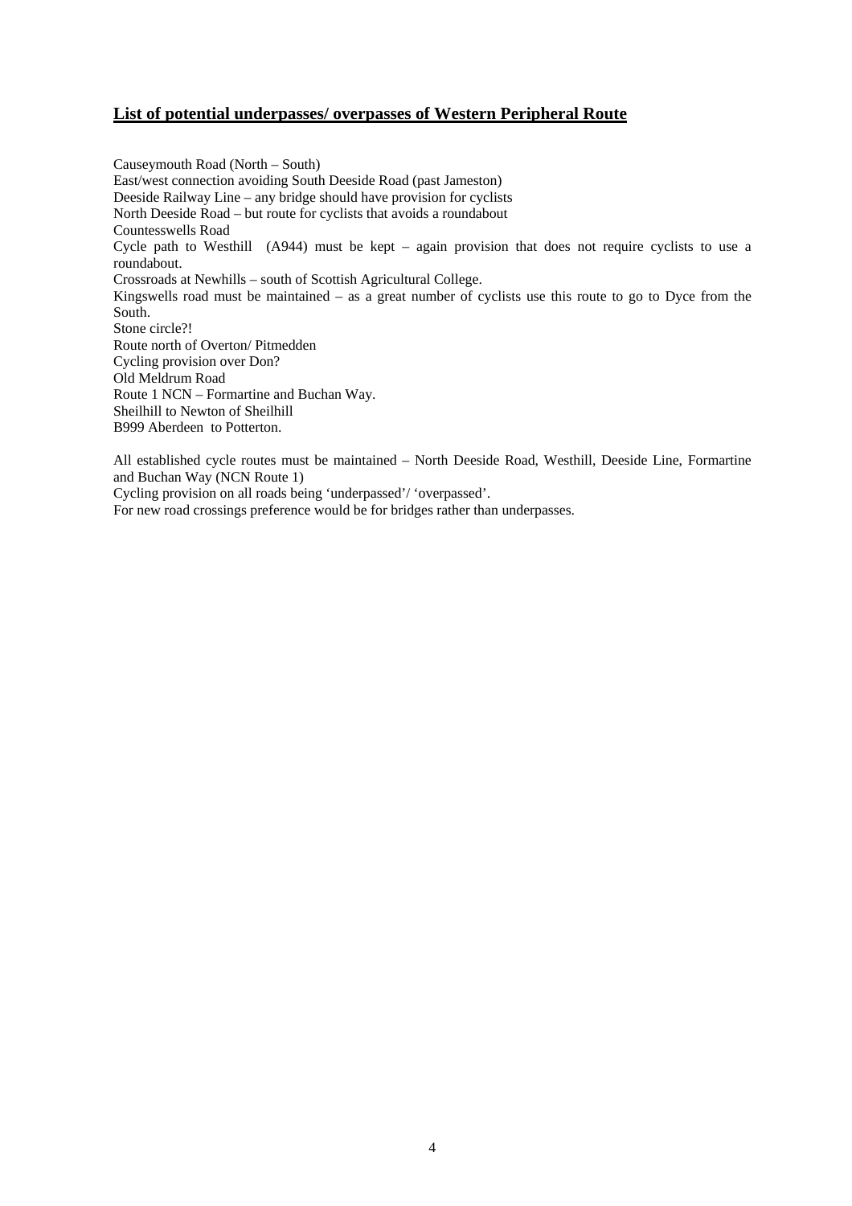## **List of potential underpasses/ overpasses of Western Peripheral Route**

Causeymouth Road (North – South)
East/west connection avoiding South Deeside Road (past Jameston)
Deeside Railway Line – any bridge should have provision for cyclists
North Deeside Road – but route for cyclists that avoids a roundabout
Countesswells Road
Cycle path to Westhill (A944) must be kept – again provision that does not require cyclists to use a roundabout.
Crossroads at Newhills – south of Scottish Agricultural College.
Kingswells road must be maintained – as a great number of cyclists use this route to go to Dyce from the South.
Stone circle?!
Route north of Overton/ Pitmedden
Cycling provision over Don?
Old Meldrum Road
Route 1 NCN – Formartine and Buchan Way.
Sheilhill to Newton of Sheilhill
B999 Aberdeen to Potterton.

All established cycle routes must be maintained – North Deeside Road, Westhill, Deeside Line, Formartine and Buchan Way (NCN Route 1)
Cycling provision on all roads being 'underpassed'/ 'overpassed'.
For new road crossings preference would be for bridges rather than underpasses.